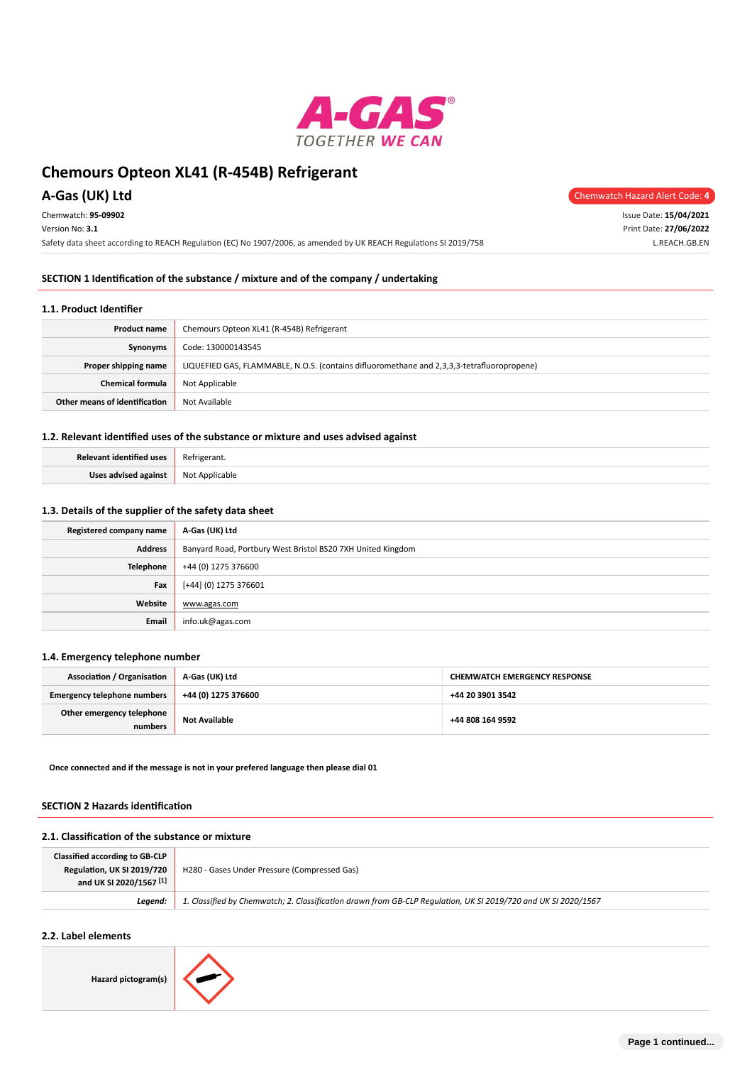# Chemours Opteon XL41 (R-454B) Refrigerant

## A-Gas (UK) Ltd

Chemwatch Hazard Alert Code: **4**

Chemwatch: **95-09902**
Version No: **3.1**
Safety data sheet according to REACH Regulation (EC) No 1907/2006, as amended by UK REACH Regulations SI 2019/758

Issue Date: **15/04/2021**
Print Date: **27/06/2022**
L.REACH.GB.EN

### SECTION 1 Identification of the substance / mixture and of the company / undertaking

#### 1.1. Product Identifier

| | |
|---|---|
| **Product name** | Chemours Opteon XL41 (R-454B) Refrigerant |
| **Synonyms** | Code: 130000143545 |
| **Proper shipping name** | LIQUEFIED GAS, FLAMMABLE, N.O.S. (contains difluoromethane and 2,3,3,3-tetrafluoropropene) |
| **Chemical formula** | Not Applicable |
| **Other means of identification** | Not Available |

#### 1.2. Relevant identified uses of the substance or mixture and uses advised against

| | |
|---|---|
| **Relevant identified uses** | Refrigerant. |
| **Uses advised against** | Not Applicable |

#### 1.3. Details of the supplier of the safety data sheet

| | |
|---|---|
| **Registered company name** | A-Gas (UK) Ltd |
| **Address** | Banyard Road, Portbury West Bristol BS20 7XH United Kingdom |
| **Telephone** | +44 (0) 1275 376600 |
| **Fax** | [+44] (0) 1275 376601 |
| **Website** | www.agas.com |
| **Email** | info.uk@agas.com |

#### 1.4. Emergency telephone number

| | | |
|---|---|---|
| **Association / Organisation** | **A-Gas (UK) Ltd** | **CHEMWATCH EMERGENCY RESPONSE** |
| **Emergency telephone numbers** | **+44 (0) 1275 376600** | **+44 20 3901 3542** |
| **Other emergency telephone numbers** | **Not Available** | **+44 808 164 9592** |

**Once connected and if the message is not in your prefered language then please dial 01**

### SECTION 2 Hazards identification

#### 2.1. Classification of the substance or mixture

| | |
|---|---|
| **Classified according to GB-CLP Regulation, UK SI 2019/720 and UK SI 2020/1567 [1]** | H280 - Gases Under Pressure (Compressed Gas) |
| ***Legend:*** | *1. Classified by Chemwatch; 2. Classification drawn from GB-CLP Regulation, UK SI 2019/720 and UK SI 2020/1567* |

#### 2.2. Label elements

| | |
|---|---|
| **Hazard pictogram(s)** | |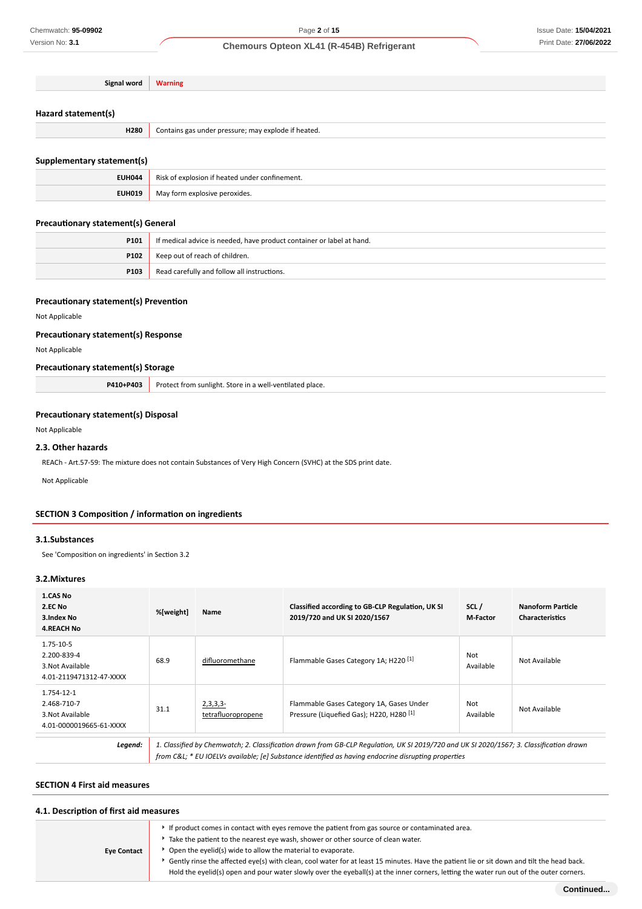| Signal word | Warning |
|---|---|

## Hazard statement(s)

| | |
|---|---|
| **H280** | Contains gas under pressure; may explode if heated. |

## Supplementary statement(s)

| | |
|---|---|
| **EUH044** | Risk of explosion if heated under confinement. |
| **EUH019** | May form explosive peroxides. |

## Precautionary statement(s) General

| | |
|---|---|
| **P101** | If medical advice is needed, have product container or label at hand. |
| **P102** | Keep out of reach of children. |
| **P103** | Read carefully and follow all instructions. |

## Precautionary statement(s) Prevention

Not Applicable

## Precautionary statement(s) Response

Not Applicable

## Precautionary statement(s) Storage

| | |
|---|---|
| **P410+P403** | Protect from sunlight. Store in a well-ventilated place. |

## Precautionary statement(s) Disposal

Not Applicable

## 2.3. Other hazards

REACh - Art.57-59: The mixture does not contain Substances of Very High Concern (SVHC) at the SDS print date.

Not Applicable

# SECTION 3 Composition / information on ingredients

## 3.1.Substances

See 'Composition on ingredients' in Section 3.2

## 3.2.Mixtures

| 1.CAS No<br>2.EC No<br>3.Index No<br>4.REACH No | %[weight] | Name | Classified according to GB-CLP Regulation, UK SI 2019/720 and UK SI 2020/1567 | SCL / M-Factor | Nanoform Particle Characteristics |
|---|---|---|---|---|---|
| 1.75-10-5<br>2.200-839-4<br>3.Not Available<br>4.01-2119471312-47-XXXX | 68.9 | difluoromethane | Flammable Gases Category 1A; H220 [1] | Not Available | Not Available |
| 1.754-12-1<br>2.468-710-7<br>3.Not Available<br>4.01-0000019665-61-XXXX | 31.1 | 2,3,3,3-tetrafluoropropene | Flammable Gases Category 1A, Gases Under Pressure (Liquefied Gas); H220, H280 [1] | Not Available | Not Available |

| | |
|---|---|
| ***Legend:*** | *1. Classified by Chemwatch; 2. Classification drawn from GB-CLP Regulation, UK SI 2019/720 and UK SI 2020/1567; 3. Classification drawn from C&L; * EU IOELVs available; [e] Substance identified as having endocrine disrupting properties* |

# SECTION 4 First aid measures

## 4.1. Description of first aid measures

| | |
|---|---|
| **Eye Contact** | - If product comes in contact with eyes remove the patient from gas source or contaminated area.<br>- Take the patient to the nearest eye wash, shower or other source of clean water.<br>- Open the eyelid(s) wide to allow the material to evaporate.<br>- Gently rinse the affected eye(s) with clean, cool water for at least 15 minutes. Have the patient lie or sit down and tilt the head back. Hold the eyelid(s) open and pour water slowly over the eyeball(s) at the inner corners, letting the water run out of the outer corners. |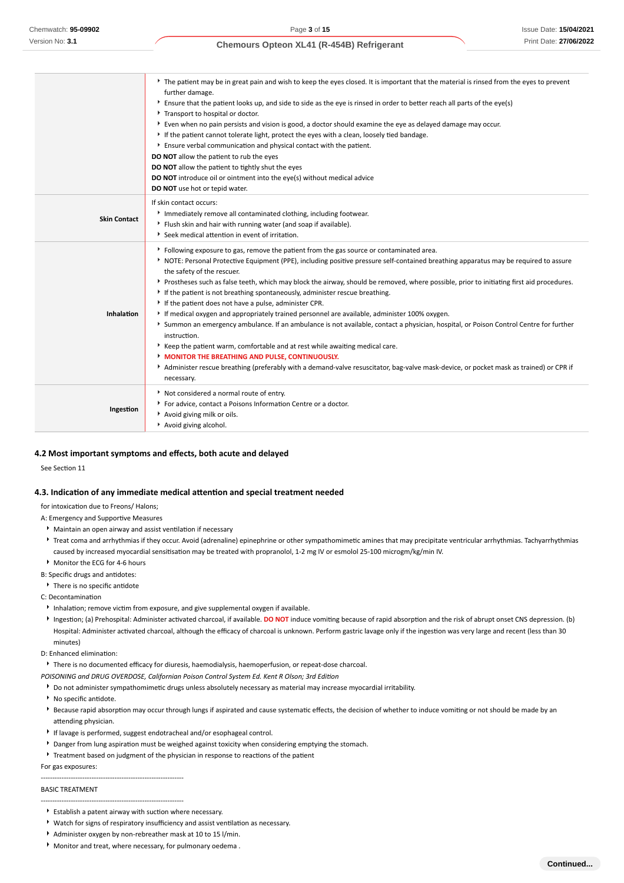| | |
|---|---|
| | ▸ The patient may be in great pain and wish to keep the eyes closed. It is important that the material is rinsed from the eyes to prevent further damage.<br>▸ Ensure that the patient looks up, and side to side as the eye is rinsed in order to better reach all parts of the eye(s)<br>▸ Transport to hospital or doctor.<br>▸ Even when no pain persists and vision is good, a doctor should examine the eye as delayed damage may occur.<br>▸ If the patient cannot tolerate light, protect the eyes with a clean, loosely tied bandage.<br>▸ Ensure verbal communication and physical contact with the patient.<br>**DO NOT** allow the patient to rub the eyes<br>**DO NOT** allow the patient to tightly shut the eyes<br>**DO NOT** introduce oil or ointment into the eye(s) without medical advice<br>**DO NOT** use hot or tepid water. |
| **Skin Contact** | If skin contact occurs:<br>▸ Immediately remove all contaminated clothing, including footwear.<br>▸ Flush skin and hair with running water (and soap if available).<br>▸ Seek medical attention in event of irritation. |
| **Inhalation** | ▸ Following exposure to gas, remove the patient from the gas source or contaminated area.<br>▸ NOTE: Personal Protective Equipment (PPE), including positive pressure self-contained breathing apparatus may be required to assure the safety of the rescuer.<br>▸ Prostheses such as false teeth, which may block the airway, should be removed, where possible, prior to initiating first aid procedures.<br>▸ If the patient is not breathing spontaneously, administer rescue breathing.<br>▸ If the patient does not have a pulse, administer CPR.<br>▸ If medical oxygen and appropriately trained personnel are available, administer 100% oxygen.<br>▸ Summon an emergency ambulance. If an ambulance is not available, contact a physician, hospital, or Poison Control Centre for further instruction.<br>▸ Keep the patient warm, comfortable and at rest while awaiting medical care.<br>▸ **MONITOR THE BREATHING AND PULSE, CONTINUOUSLY.**<br>▸ Administer rescue breathing (preferably with a demand-valve resuscitator, bag-valve mask-device, or pocket mask as trained) or CPR if necessary. |
| **Ingestion** | ▸ Not considered a normal route of entry.<br>▸ For advice, contact a Poisons Information Centre or a doctor.<br>▸ Avoid giving milk or oils.<br>▸ Avoid giving alcohol. |

### 4.2 Most important symptoms and effects, both acute and delayed

See Section 11

### 4.3. Indication of any immediate medical attention and special treatment needed

for intoxication due to Freons/ Halons;

A: Emergency and Supportive Measures

- Maintain an open airway and assist ventilation if necessary
- Treat coma and arrhythmias if they occur. Avoid (adrenaline) epinephrine or other sympathomimetic amines that may precipitate ventricular arrhythmias. Tachyarrhythmias caused by increased myocardial sensitisation may be treated with propranolol, 1-2 mg IV or esmolol 25-100 microgm/kg/min IV.
- Monitor the ECG for 4-6 hours

B: Specific drugs and antidotes:

- There is no specific antidote

C: Decontamination

- Inhalation; remove victim from exposure, and give supplemental oxygen if available.
- Ingestion; (a) Prehospital: Administer activated charcoal, if available. **DO NOT** induce vomiting because of rapid absorption and the risk of abrupt onset CNS depression. (b) Hospital: Administer activated charcoal, although the efficacy of charcoal is unknown. Perform gastric lavage only if the ingestion was very large and recent (less than 30 minutes)

D: Enhanced elimination:

- There is no documented efficacy for diuresis, haemodialysis, haemoperfusion, or repeat-dose charcoal.

*POISONING and DRUG OVERDOSE, Californian Poison Control System Ed. Kent R Olson; 3rd Edition*

- Do not administer sympathomimetic drugs unless absolutely necessary as material may increase myocardial irritability.
- No specific antidote.
- Because rapid absorption may occur through lungs if aspirated and cause systematic effects, the decision of whether to induce vomiting or not should be made by an attending physician.
- If lavage is performed, suggest endotracheal and/or esophageal control.
- Danger from lung aspiration must be weighed against toxicity when considering emptying the stomach.
- Treatment based on judgment of the physician in response to reactions of the patient

For gas exposures:

--------------------------------------------------------------

BASIC TREATMENT

--------------------------------------------------------------

- Establish a patent airway with suction where necessary.
- Watch for signs of respiratory insufficiency and assist ventilation as necessary.
- Administer oxygen by non-rebreather mask at 10 to 15 l/min.
- Monitor and treat, where necessary, for pulmonary oedema .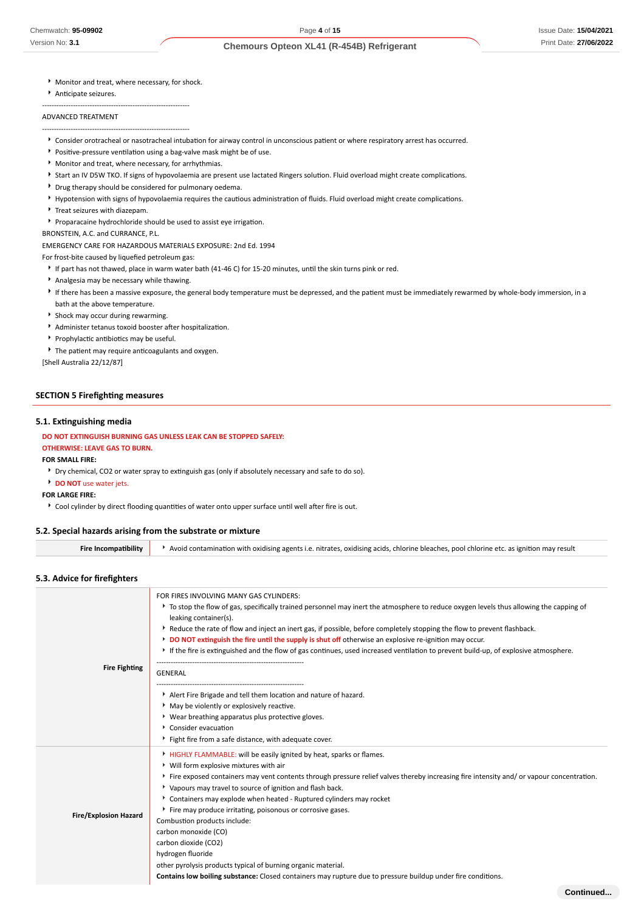- Monitor and treat, where necessary, for shock.
- Anticipate seizures.

--------------------------------------------------------------

ADVANCED TREATMENT

--------------------------------------------------------------

- Consider orotracheal or nasotracheal intubation for airway control in unconscious patient or where respiratory arrest has occurred.
- Positive-pressure ventilation using a bag-valve mask might be of use.
- Monitor and treat, where necessary, for arrhythmias.
- Start an IV D5W TKO. If signs of hypovolaemia are present use lactated Ringers solution. Fluid overload might create complications.
- Drug therapy should be considered for pulmonary oedema.
- Hypotension with signs of hypovolaemia requires the cautious administration of fluids. Fluid overload might create complications.
- Treat seizures with diazepam.
- Proparacaine hydrochloride should be used to assist eye irrigation.

BRONSTEIN, A.C. and CURRANCE, P.L.

EMERGENCY CARE FOR HAZARDOUS MATERIALS EXPOSURE: 2nd Ed. 1994

For frost-bite caused by liquefied petroleum gas:

- If part has not thawed, place in warm water bath (41-46 C) for 15-20 minutes, until the skin turns pink or red.
- Analgesia may be necessary while thawing.
- If there has been a massive exposure, the general body temperature must be depressed, and the patient must be immediately rewarmed by whole-body immersion, in a bath at the above temperature.
- Shock may occur during rewarming.
- Administer tetanus toxoid booster after hospitalization.
- Prophylactic antibiotics may be useful.
- The patient may require anticoagulants and oxygen.

[Shell Australia 22/12/87]

## SECTION 5 Firefighting measures

### 5.1. Extinguishing media

**DO NOT EXTINGUISH BURNING GAS UNLESS LEAK CAN BE STOPPED SAFELY:**

**OTHERWISE: LEAVE GAS TO BURN.**

**FOR SMALL FIRE:**

- Dry chemical, CO2 or water spray to extinguish gas (only if absolutely necessary and safe to do so).
- **DO NOT** use water jets.

**FOR LARGE FIRE:**

- Cool cylinder by direct flooding quantities of water onto upper surface until well after fire is out.

### 5.2. Special hazards arising from the substrate or mixture

| | |
|---|---|
| **Fire Incompatibility** | Avoid contamination with oxidising agents i.e. nitrates, oxidising acids, chlorine bleaches, pool chlorine etc. as ignition may result |

### 5.3. Advice for firefighters

| | |
|---|---|
| **Fire Fighting** | FOR FIRES INVOLVING MANY GAS CYLINDERS:<br>- To stop the flow of gas, specifically trained personnel may inert the atmosphere to reduce oxygen levels thus allowing the capping of leaking container(s).<br>- Reduce the rate of flow and inject an inert gas, if possible, before completely stopping the flow to prevent flashback.<br>- **DO NOT extinguish the fire until the supply is shut off** otherwise an explosive re-ignition may occur.<br>- If the fire is extinguished and the flow of gas continues, used increased ventilation to prevent build-up, of explosive atmosphere.<br>--------------------------------------------------------------<br>GENERAL<br>--------------------------------------------------------------<br>- Alert Fire Brigade and tell them location and nature of hazard.<br>- May be violently or explosively reactive.<br>- Wear breathing apparatus plus protective gloves.<br>- Consider evacuation<br>- Fight fire from a safe distance, with adequate cover. |
| **Fire/Explosion Hazard** | - HIGHLY FLAMMABLE: will be easily ignited by heat, sparks or flames.<br>- Will form explosive mixtures with air<br>- Fire exposed containers may vent contents through pressure relief valves thereby increasing fire intensity and/ or vapour concentration.<br>- Vapours may travel to source of ignition and flash back.<br>- Containers may explode when heated - Ruptured cylinders may rocket<br>- Fire may produce irritating, poisonous or corrosive gases.<br>Combustion products include:<br>carbon monoxide (CO)<br>carbon dioxide (CO2)<br>hydrogen fluoride<br>other pyrolysis products typical of burning organic material.<br>**Contains low boiling substance:** Closed containers may rupture due to pressure buildup under fire conditions. |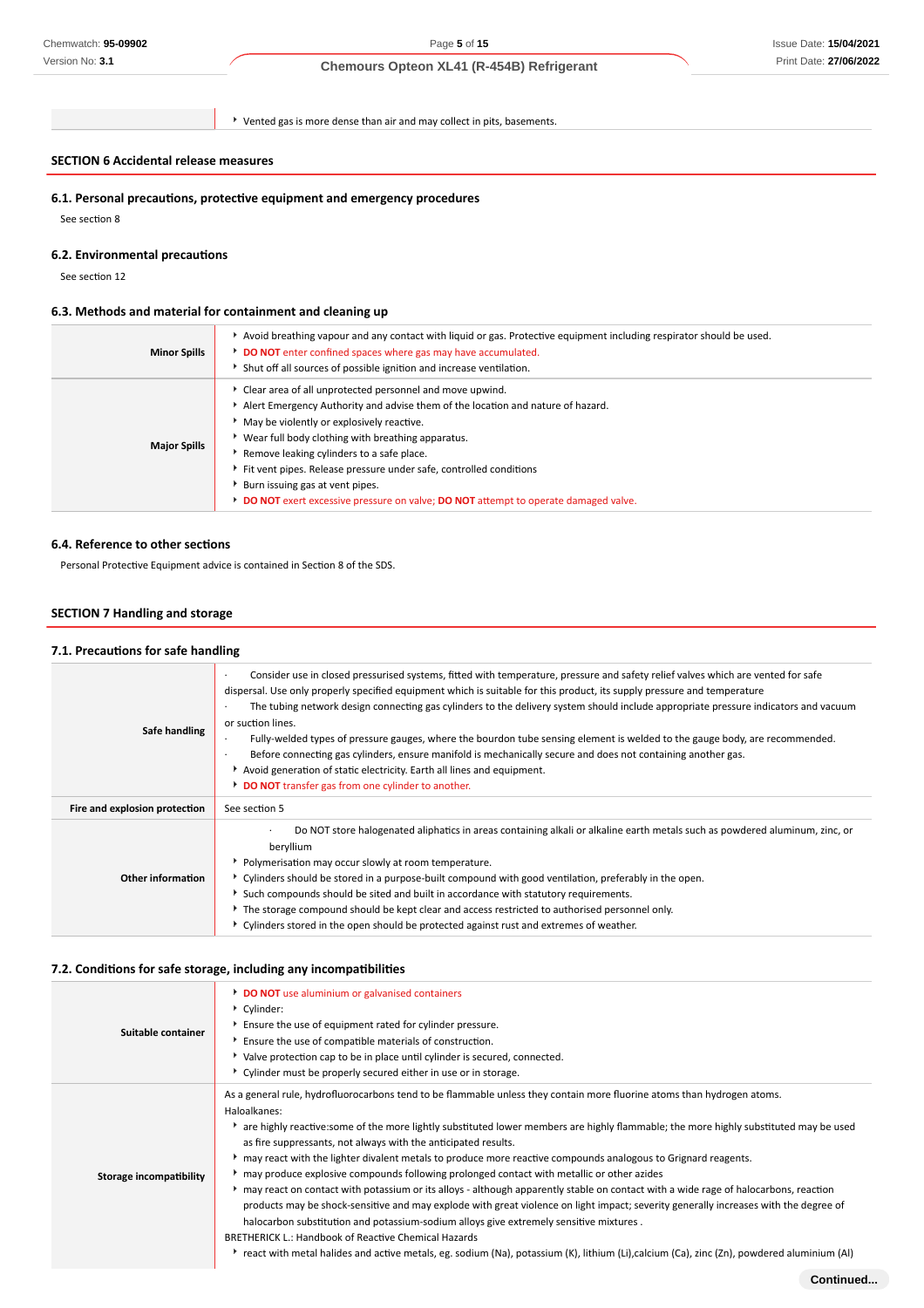| | |
|---|---|
| | ‣ Vented gas is more dense than air and may collect in pits, basements. |

## SECTION 6 Accidental release measures

### 6.1. Personal precautions, protective equipment and emergency procedures

See section 8

### 6.2. Environmental precautions

See section 12

### 6.3. Methods and material for containment and cleaning up

| | |
|---|---|
| **Minor Spills** | ‣ Avoid breathing vapour and any contact with liquid or gas. Protective equipment including respirator should be used.<br>‣ **DO NOT** enter confined spaces where gas may have accumulated.<br>‣ Shut off all sources of possible ignition and increase ventilation. |
| **Major Spills** | ‣ Clear area of all unprotected personnel and move upwind.<br>‣ Alert Emergency Authority and advise them of the location and nature of hazard.<br>‣ May be violently or explosively reactive.<br>‣ Wear full body clothing with breathing apparatus.<br>‣ Remove leaking cylinders to a safe place.<br>‣ Fit vent pipes. Release pressure under safe, controlled conditions<br>‣ Burn issuing gas at vent pipes.<br>‣ **DO NOT** exert excessive pressure on valve; **DO NOT** attempt to operate damaged valve. |

### 6.4. Reference to other sections

Personal Protective Equipment advice is contained in Section 8 of the SDS.

## SECTION 7 Handling and storage

### 7.1. Precautions for safe handling

| | |
|---|---|
| **Safe handling** | · Consider use in closed pressurised systems, fitted with temperature, pressure and safety relief valves which are vented for safe dispersal. Use only properly specified equipment which is suitable for this product, its supply pressure and temperature<br>· The tubing network design connecting gas cylinders to the delivery system should include appropriate pressure indicators and vacuum or suction lines.<br>· Fully-welded types of pressure gauges, where the bourdon tube sensing element is welded to the gauge body, are recommended.<br>· Before connecting gas cylinders, ensure manifold is mechanically secure and does not containing another gas.<br>‣ Avoid generation of static electricity. Earth all lines and equipment.<br>‣ **DO NOT** transfer gas from one cylinder to another. |
| **Fire and explosion protection** | See section 5 |
| **Other information** | · Do NOT store halogenated aliphatics in areas containing alkali or alkaline earth metals such as powdered aluminum, zinc, or beryllium<br>‣ Polymerisation may occur slowly at room temperature.<br>‣ Cylinders should be stored in a purpose-built compound with good ventilation, preferably in the open.<br>‣ Such compounds should be sited and built in accordance with statutory requirements.<br>‣ The storage compound should be kept clear and access restricted to authorised personnel only.<br>‣ Cylinders stored in the open should be protected against rust and extremes of weather. |

### 7.2. Conditions for safe storage, including any incompatibilities

| | |
|---|---|
| **Suitable container** | ‣ **DO NOT** use aluminium or galvanised containers<br>‣ Cylinder:<br>‣ Ensure the use of equipment rated for cylinder pressure.<br>‣ Ensure the use of compatible materials of construction.<br>‣ Valve protection cap to be in place until cylinder is secured, connected.<br>‣ Cylinder must be properly secured either in use or in storage. |
| **Storage incompatibility** | As a general rule, hydrofluorocarbons tend to be flammable unless they contain more fluorine atoms than hydrogen atoms.<br>Haloalkanes:<br>‣ are highly reactive:some of the more lightly substituted lower members are highly flammable; the more highly substituted may be used as fire suppressants, not always with the anticipated results.<br>‣ may react with the lighter divalent metals to produce more reactive compounds analogous to Grignard reagents.<br>‣ may produce explosive compounds following prolonged contact with metallic or other azides<br>‣ may react on contact with potassium or its alloys - although apparently stable on contact with a wide rage of halocarbons, reaction products may be shock-sensitive and may explode with great violence on light impact; severity generally increases with the degree of halocarbon substitution and potassium-sodium alloys give extremely sensitive mixtures .<br>BRETHERICK L.: Handbook of Reactive Chemical Hazards<br>‣ react with metal halides and active metals, eg. sodium (Na), potassium (K), lithium (Li),calcium (Ca), zinc (Zn), powdered aluminium (Al) |

Continued...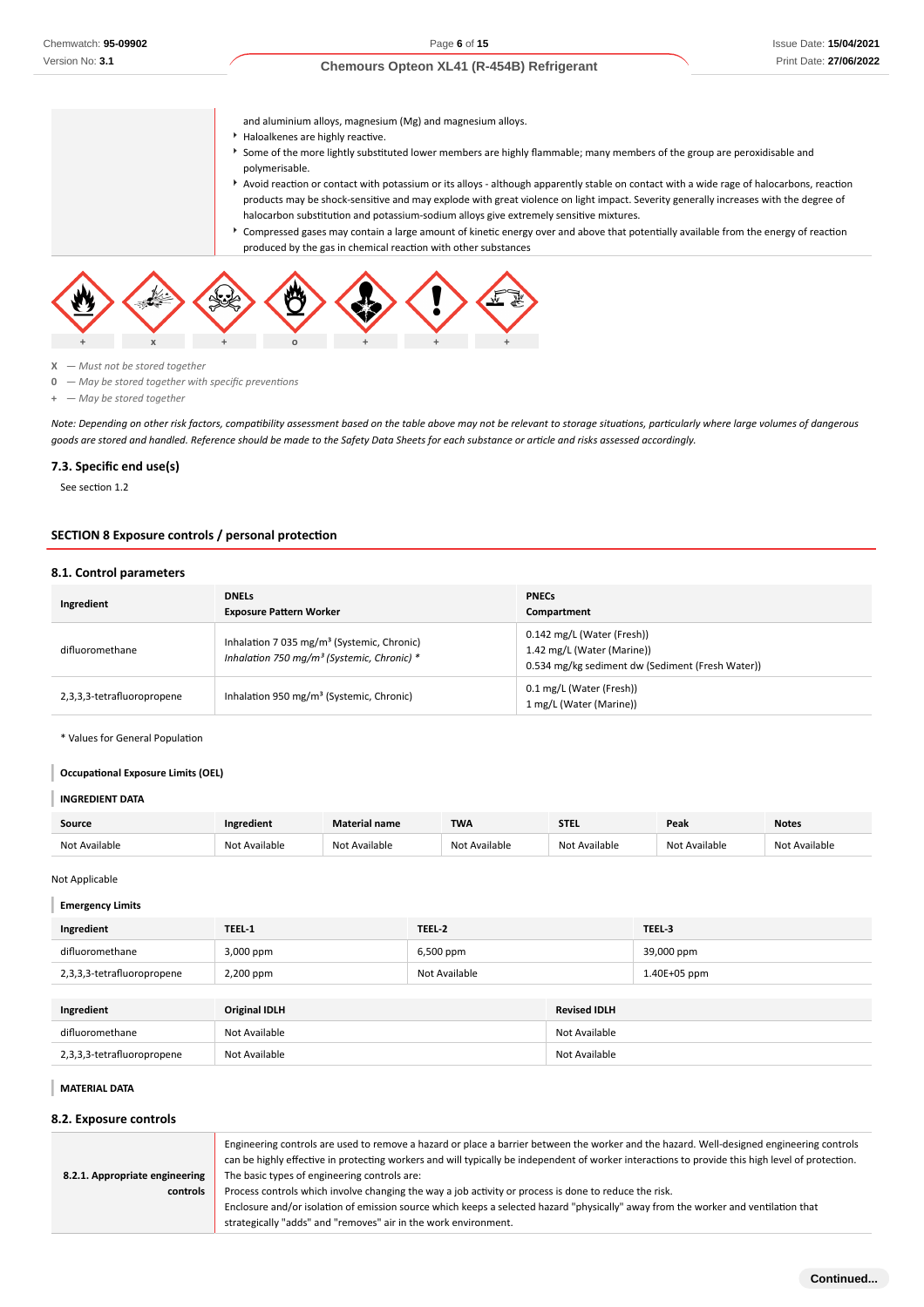| | |
|---|---|
| | and aluminium alloys, magnesium (Mg) and magnesium alloys.<br>- Haloalkenes are highly reactive.<br>- Some of the more lightly substituted lower members are highly flammable; many members of the group are peroxidisable and polymerisable.<br>- Avoid reaction or contact with potassium or its alloys - although apparently stable on contact with a wide rage of halocarbons, reaction products may be shock-sensitive and may explode with great violence on light impact. Severity generally increases with the degree of halocarbon substitution and potassium-sodium alloys give extremely sensitive mixtures.<br>- Compressed gases may contain a large amount of kinetic energy over and above that potentially available from the energy of reaction produced by the gas in chemical reaction with other substances |

| + | x | + | o | + | + | + |
|---|---|---|---|---|---|---|

X — *Must not be stored together*
0 — *May be stored together with specific preventions*
\+ — *May be stored together*

*Note: Depending on other risk factors, compatibility assessment based on the table above may not be relevant to storage situations, particularly where large volumes of dangerous goods are stored and handled. Reference should be made to the Safety Data Sheets for each substance or article and risks assessed accordingly.*

### 7.3. Specific end use(s)

See section 1.2

## SECTION 8 Exposure controls / personal protection

### 8.1. Control parameters

| Ingredient | DNELs<br>Exposure Pattern Worker | PNECs<br>Compartment |
|---|---|---|
| difluoromethane | Inhalation 7 035 mg/m³ (Systemic, Chronic)<br>*Inhalation 750 mg/m³ (Systemic, Chronic) \** | 0.142 mg/L (Water (Fresh))<br>1.42 mg/L (Water (Marine))<br>0.534 mg/kg sediment dw (Sediment (Fresh Water)) |
| 2,3,3,3-tetrafluoropropene | Inhalation 950 mg/m³ (Systemic, Chronic) | 0.1 mg/L (Water (Fresh))<br>1 mg/L (Water (Marine)) |

\* Values for General Population

**Occupational Exposure Limits (OEL)**

**INGREDIENT DATA**

| Source | Ingredient | Material name | TWA | STEL | Peak | Notes |
|---|---|---|---|---|---|---|
| Not Available | Not Available | Not Available | Not Available | Not Available | Not Available | Not Available |

Not Applicable

**Emergency Limits**

| Ingredient | TEEL-1 | TEEL-2 | TEEL-3 |
|---|---|---|---|
| difluoromethane | 3,000 ppm | 6,500 ppm | 39,000 ppm |
| 2,3,3,3-tetrafluoropropene | 2,200 ppm | Not Available | 1.40E+05 ppm |

| Ingredient | Original IDLH | Revised IDLH |
|---|---|---|
| difluoromethane | Not Available | Not Available |
| 2,3,3,3-tetrafluoropropene | Not Available | Not Available |

**MATERIAL DATA**

### 8.2. Exposure controls

| | |
|---|---|
| **8.2.1. Appropriate engineering controls** | Engineering controls are used to remove a hazard or place a barrier between the worker and the hazard. Well-designed engineering controls can be highly effective in protecting workers and will typically be independent of worker interactions to provide this high level of protection.<br>The basic types of engineering controls are:<br>Process controls which involve changing the way a job activity or process is done to reduce the risk.<br>Enclosure and/or isolation of emission source which keeps a selected hazard "physically" away from the worker and ventilation that strategically "adds" and "removes" air in the work environment. |

**Continued...**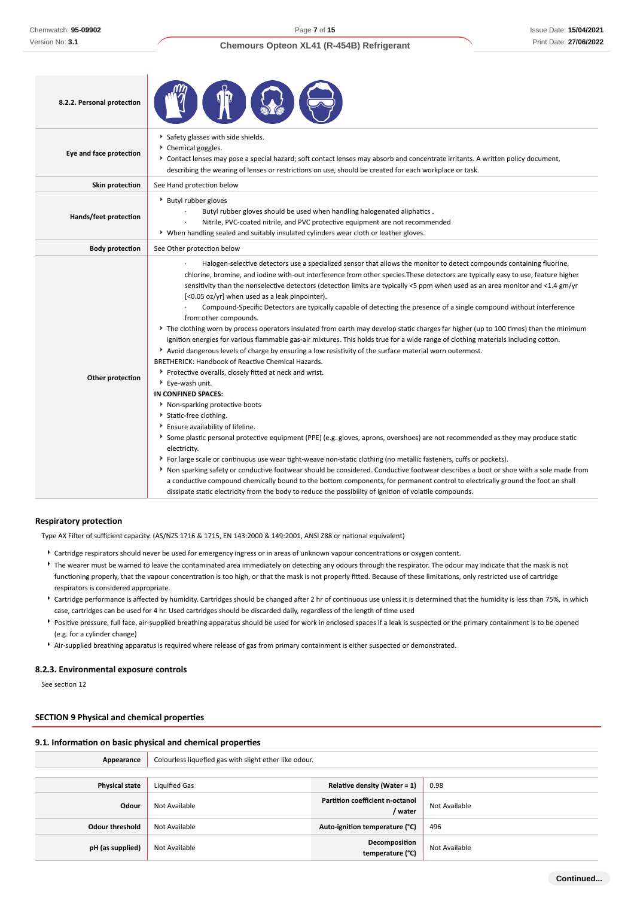| 8.2.2. Personal protection | |
|---|---|
| Eye and face protection | ‣ Safety glasses with side shields.<br>‣ Chemical goggles.<br>‣ Contact lenses may pose a special hazard; soft contact lenses may absorb and concentrate irritants. A written policy document, describing the wearing of lenses or restrictions on use, should be created for each workplace or task. |
| Skin protection | See Hand protection below |
| Hands/feet protection | ‣ Butyl rubber gloves<br>· Butyl rubber gloves should be used when handling halogenated aliphatics .<br>· Nitrile, PVC-coated nitrile, and PVC protective equipment are not recommended<br>‣ When handling sealed and suitably insulated cylinders wear cloth or leather gloves. |
| Body protection | See Other protection below |
| Other protection | · Halogen-selective detectors use a specialized sensor that allows the monitor to detect compounds containing fluorine, chlorine, bromine, and iodine with-out interference from other species.These detectors are typically easy to use, feature higher sensitivity than the nonselective detectors (detection limits are typically <5 ppm when used as an area monitor and <1.4 gm/yr [<0.05 oz/yr] when used as a leak pinpointer).<br>· Compound-Specific Detectors are typically capable of detecting the presence of a single compound without interference from other compounds.<br>‣ The clothing worn by process operators insulated from earth may develop static charges far higher (up to 100 times) than the minimum ignition energies for various flammable gas-air mixtures. This holds true for a wide range of clothing materials including cotton.<br>‣ Avoid dangerous levels of charge by ensuring a low resistivity of the surface material worn outermost.<br>BRETHERICK: Handbook of Reactive Chemical Hazards.<br>‣ Protective overalls, closely fitted at neck and wrist.<br>‣ Eye-wash unit.<br>**IN CONFINED SPACES:**<br>‣ Non-sparking protective boots<br>‣ Static-free clothing.<br>‣ Ensure availability of lifeline.<br>‣ Some plastic personal protective equipment (PPE) (e.g. gloves, aprons, overshoes) are not recommended as they may produce static electricity.<br>‣ For large scale or continuous use wear tight-weave non-static clothing (no metallic fasteners, cuffs or pockets).<br>‣ Non sparking safety or conductive footwear should be considered. Conductive footwear describes a boot or shoe with a sole made from a conductive compound chemically bound to the bottom components, for permanent control to electrically ground the foot an shall dissipate static electricity from the body to reduce the possibility of ignition of volatile compounds. |

### Respiratory protection

Type AX Filter of sufficient capacity. (AS/NZS 1716 & 1715, EN 143:2000 & 149:2001, ANSI Z88 or national equivalent)

- Cartridge respirators should never be used for emergency ingress or in areas of unknown vapour concentrations or oxygen content.
- The wearer must be warned to leave the contaminated area immediately on detecting any odours through the respirator. The odour may indicate that the mask is not functioning properly, that the vapour concentration is too high, or that the mask is not properly fitted. Because of these limitations, only restricted use of cartridge respirators is considered appropriate.
- Cartridge performance is affected by humidity. Cartridges should be changed after 2 hr of continuous use unless it is determined that the humidity is less than 75%, in which case, cartridges can be used for 4 hr. Used cartridges should be discarded daily, regardless of the length of time used
- Positive pressure, full face, air-supplied breathing apparatus should be used for work in enclosed spaces if a leak is suspected or the primary containment is to be opened (e.g. for a cylinder change)
- Air-supplied breathing apparatus is required where release of gas from primary containment is either suspected or demonstrated.

### 8.2.3. Environmental exposure controls

See section 12

## SECTION 9 Physical and chemical properties

### 9.1. Information on basic physical and chemical properties

| Appearance | Colourless liquefied gas with slight ether like odour. | | |
|---|---|---|---|
| Physical state | Liquified Gas | Relative density (Water = 1) | 0.98 |
| Odour | Not Available | Partition coefficient n-octanol / water | Not Available |
| Odour threshold | Not Available | Auto-ignition temperature (°C) | 496 |
| pH (as supplied) | Not Available | Decomposition temperature (°C) | Not Available |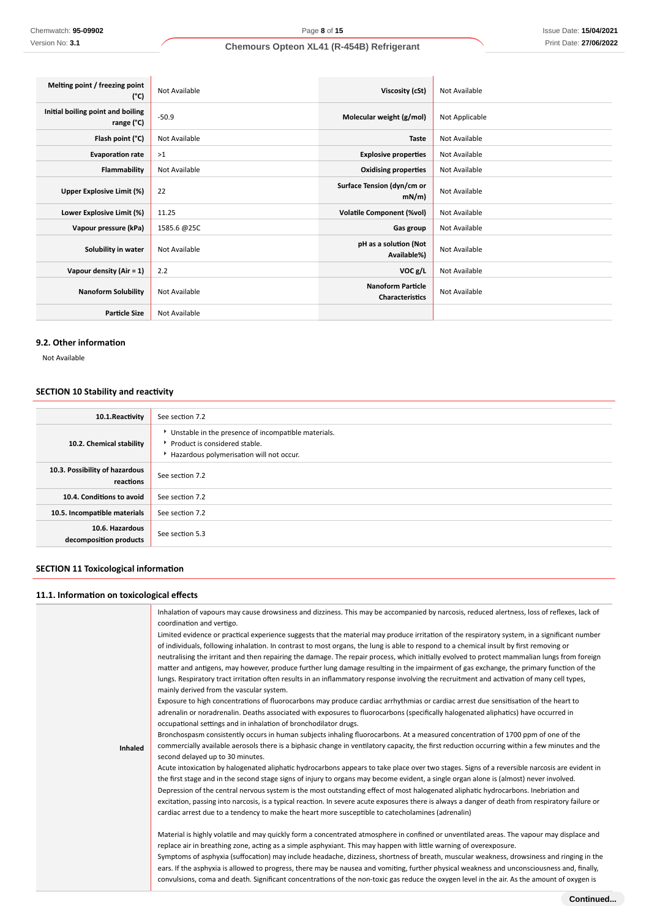| Melting point / freezing point (°C) | Not Available | Viscosity (cSt) | Not Available |
|---|---|---|---|
| Initial boiling point and boiling range (°C) | -50.9 | Molecular weight (g/mol) | Not Applicable |
| Flash point (°C) | Not Available | Taste | Not Available |
| Evaporation rate | >1 | Explosive properties | Not Available |
| Flammability | Not Available | Oxidising properties | Not Available |
| Upper Explosive Limit (%) | 22 | Surface Tension (dyn/cm or mN/m) | Not Available |
| Lower Explosive Limit (%) | 11.25 | Volatile Component (%vol) | Not Available |
| Vapour pressure (kPa) | 1585.6 @25C | Gas group | Not Available |
| Solubility in water | Not Available | pH as a solution (Not Available%) | Not Available |
| Vapour density (Air = 1) | 2.2 | VOC g/L | Not Available |
| Nanoform Solubility | Not Available | Nanoform Particle Characteristics | Not Available |
| Particle Size | Not Available | | |

### 9.2. Other information

Not Available

## SECTION 10 Stability and reactivity

| | |
|---|---|
| 10.1.Reactivity | See section 7.2 |
| 10.2. Chemical stability | ‣ Unstable in the presence of incompatible materials.<br>‣ Product is considered stable.<br>‣ Hazardous polymerisation will not occur. |
| 10.3. Possibility of hazardous reactions | See section 7.2 |
| 10.4. Conditions to avoid | See section 7.2 |
| 10.5. Incompatible materials | See section 7.2 |
| 10.6. Hazardous decomposition products | See section 5.3 |

## SECTION 11 Toxicological information

### 11.1. Information on toxicological effects

| | |
|---|---|
| Inhaled | Inhalation of vapours may cause drowsiness and dizziness. This may be accompanied by narcosis, reduced alertness, loss of reflexes, lack of coordination and vertigo.<br>Limited evidence or practical experience suggests that the material may produce irritation of the respiratory system, in a significant number of individuals, following inhalation. In contrast to most organs, the lung is able to respond to a chemical insult by first removing or neutralising the irritant and then repairing the damage. The repair process, which initially evolved to protect mammalian lungs from foreign matter and antigens, may however, produce further lung damage resulting in the impairment of gas exchange, the primary function of the lungs. Respiratory tract irritation often results in an inflammatory response involving the recruitment and activation of many cell types, mainly derived from the vascular system.<br>Exposure to high concentrations of fluorocarbons may produce cardiac arrhythmias or cardiac arrest due sensitisation of the heart to adrenalin or noradrenalin. Deaths associated with exposures to fluorocarbons (specifically halogenated aliphatics) have occurred in occupational settings and in inhalation of bronchodilator drugs.<br>Bronchospasm consistently occurs in human subjects inhaling fluorocarbons. At a measured concentration of 1700 ppm of one of the commercially available aerosols there is a biphasic change in ventilatory capacity, the first reduction occurring within a few minutes and the second delayed up to 30 minutes.<br>Acute intoxication by halogenated aliphatic hydrocarbons appears to take place over two stages. Signs of a reversible narcosis are evident in the first stage and in the second stage signs of injury to organs may become evident, a single organ alone is (almost) never involved.<br>Depression of the central nervous system is the most outstanding effect of most halogenated aliphatic hydrocarbons. Inebriation and excitation, passing into narcosis, is a typical reaction. In severe acute exposures there is always a danger of death from respiratory failure or cardiac arrest due to a tendency to make the heart more susceptible to catecholamines (adrenalin)<br><br>Material is highly volatile and may quickly form a concentrated atmosphere in confined or unventilated areas. The vapour may displace and replace air in breathing zone, acting as a simple asphyxiant. This may happen with little warning of overexposure.<br>Symptoms of asphyxia (suffocation) may include headache, dizziness, shortness of breath, muscular weakness, drowsiness and ringing in the ears. If the asphyxia is allowed to progress, there may be nausea and vomiting, further physical weakness and unconsciousness and, finally, convulsions, coma and death. Significant concentrations of the non-toxic gas reduce the oxygen level in the air. As the amount of oxygen is |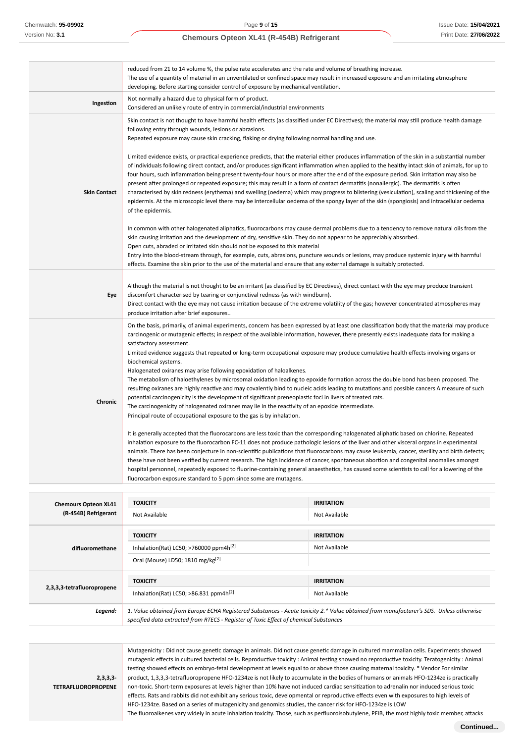| | |
|---|---|
| | reduced from 21 to 14 volume %, the pulse rate accelerates and the rate and volume of breathing increase.<br>The use of a quantity of material in an unventilated or confined space may result in increased exposure and an irritating atmosphere developing. Before starting consider control of exposure by mechanical ventilation. |
| **Ingestion** | Not normally a hazard due to physical form of product.<br>Considered an unlikely route of entry in commercial/industrial environments |
| **Skin Contact** | Skin contact is not thought to have harmful health effects (as classified under EC Directives); the material may still produce health damage following entry through wounds, lesions or abrasions.<br>Repeated exposure may cause skin cracking, flaking or drying following normal handling and use.<br><br>Limited evidence exists, or practical experience predicts, that the material either produces inflammation of the skin in a substantial number of individuals following direct contact, and/or produces significant inflammation when applied to the healthy intact skin of animals, for up to four hours, such inflammation being present twenty-four hours or more after the end of the exposure period. Skin irritation may also be present after prolonged or repeated exposure; this may result in a form of contact dermatitis (nonallergic). The dermatitis is often characterised by skin redness (erythema) and swelling (oedema) which may progress to blistering (vesiculation), scaling and thickening of the epidermis. At the microscopic level there may be intercellular oedema of the spongy layer of the skin (spongiosis) and intracellular oedema of the epidermis.<br><br>In common with other halogenated aliphatics, fluorocarbons may cause dermal problems due to a tendency to remove natural oils from the skin causing irritation and the development of dry, sensitive skin. They do not appear to be appreciably absorbed.<br>Open cuts, abraded or irritated skin should not be exposed to this material<br>Entry into the blood-stream through, for example, cuts, abrasions, puncture wounds or lesions, may produce systemic injury with harmful effects. Examine the skin prior to the use of the material and ensure that any external damage is suitably protected. |
| **Eye** | Although the material is not thought to be an irritant (as classified by EC Directives), direct contact with the eye may produce transient discomfort characterised by tearing or conjunctival redness (as with windburn).<br>Direct contact with the eye may not cause irritation because of the extreme volatility of the gas; however concentrated atmospheres may produce irritation after brief exposures.. |
| **Chronic** | On the basis, primarily, of animal experiments, concern has been expressed by at least one classification body that the material may produce carcinogenic or mutagenic effects; in respect of the available information, however, there presently exists inadequate data for making a satisfactory assessment.<br>Limited evidence suggests that repeated or long-term occupational exposure may produce cumulative health effects involving organs or biochemical systems.<br>Halogenated oxiranes may arise following epoxidation of haloalkenes.<br>The metabolism of haloethylenes by microsomal oxidation leading to epoxide formation across the double bond has been proposed. The resulting oxiranes are highly reactive and may covalently bind to nucleic acids leading to mutations and possible cancers A measure of such potential carcinogenicity is the development of significant preneoplastic foci in livers of treated rats.<br>The carcinogenicity of halogenated oxiranes may lie in the reactivity of an epoxide intermediate.<br>Principal route of occupational exposure to the gas is by inhalation.<br><br>It is generally accepted that the fluorocarbons are less toxic than the corresponding halogenated aliphatic based on chlorine. Repeated inhalation exposure to the fluorocarbon FC-11 does not produce pathologic lesions of the liver and other visceral organs in experimental animals. There has been conjecture in non-scientific publications that fluorocarbons may cause leukemia, cancer, sterility and birth defects; these have not been verified by current research. The high incidence of cancer, spontaneous abortion and congenital anomalies amongst hospital personnel, repeatedly exposed to fluorine-containing general anaesthetics, has caused some scientists to call for a lowering of the fluorocarbon exposure standard to 5 ppm since some are mutagens. |

| | TOXICITY | IRRITATION |
|---|---|---|
| **Chemours Opteon XL41 (R-454B) Refrigerant** | Not Available | Not Available |
| **difluoromethane** | **TOXICITY** | **IRRITATION** |
| | Inhalation(Rat) LC50; >760000 ppm4h[2] | Not Available |
| | Oral (Mouse) LD50; 1810 mg/kg[2] | |
| **2,3,3,3-tetrafluoropropene** | **TOXICITY** | **IRRITATION** |
| | Inhalation(Rat) LC50; >86.831 ppm4h[2] | Not Available |
| ***Legend:*** | *1. Value obtained from Europe ECHA Registered Substances - Acute toxicity 2.\* Value obtained from manufacturer's SDS. Unless otherwise specified data extracted from RTECS - Register of Toxic Effect of chemical Substances* | |

| | |
|---|---|
| **2,3,3,3-TETRAFLUOROPROPENE** | Mutagenicity : Did not cause genetic damage in animals. Did not cause genetic damage in cultured mammalian cells. Experiments showed mutagenic effects in cultured bacterial cells. Reproductive toxicity : Animal testing showed no reproductive toxicity. Teratogenicity : Animal testing showed effects on embryo-fetal development at levels equal to or above those causing maternal toxicity. * Vendor For similar product, 1,3,3,3-tetrafluoropropene HFO-1234ze is not likely to accumulate in the bodies of humans or animals HFO-1234ze is practically non-toxic. Short-term exposures at levels higher than 10% have not induced cardiac sensitization to adrenalin nor induced serious toxic effects. Rats and rabbits did not exhibit any serious toxic, developmental or reproductive effects even with exposures to high levels of HFO-1234ze. Based on a series of mutagenicity and genomics studies, the cancer risk for HFO-1234ze is LOW<br>The fluoroalkenes vary widely in acute inhalation toxicity. Those, such as perfluoroisobutylene, PFIB, the most highly toxic member, attacks |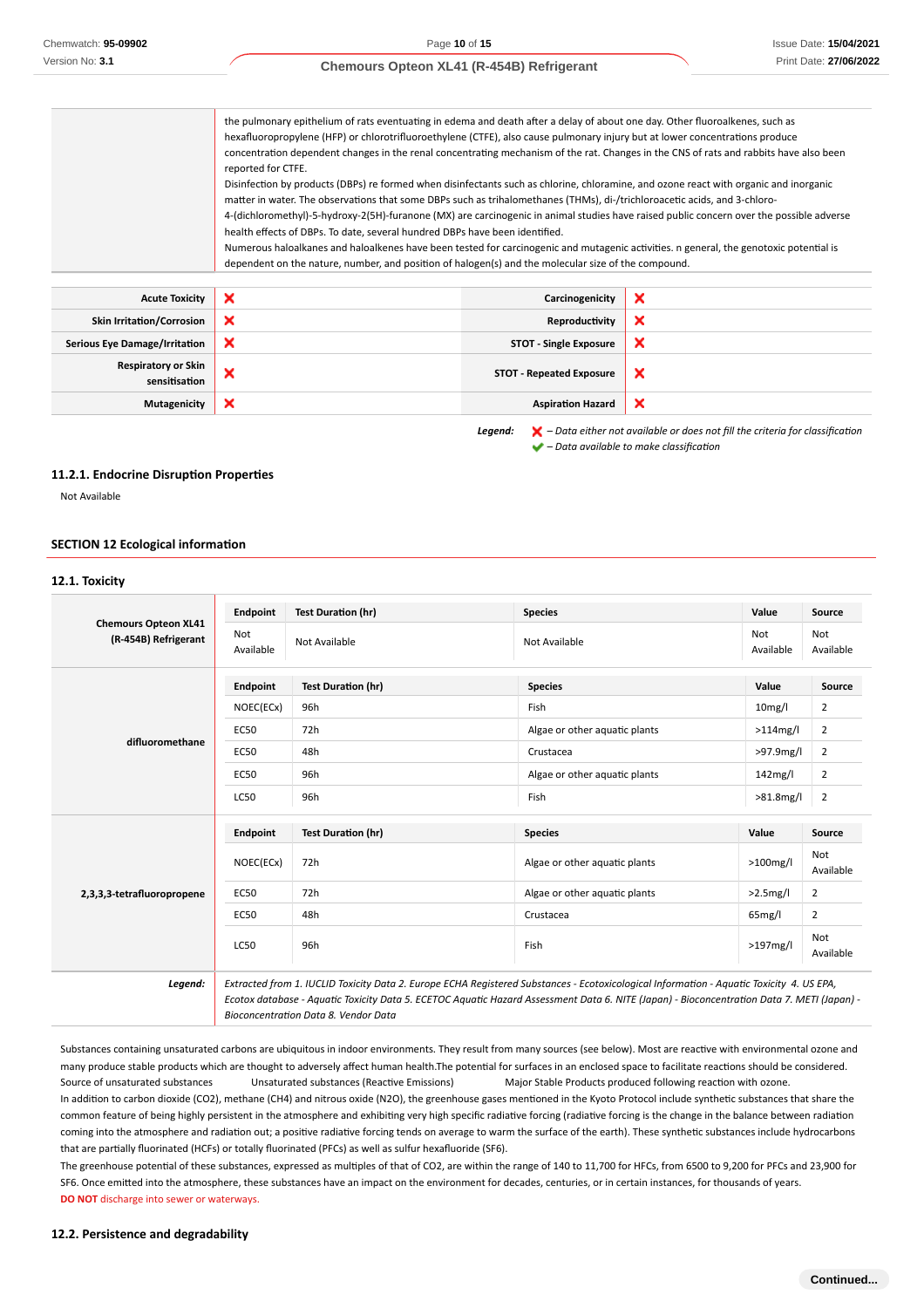| | |
|---|---|
| | the pulmonary epithelium of rats eventuating in edema and death after a delay of about one day. Other fluoroalkenes, such as hexafluoropropylene (HFP) or chlorotrifluoroethylene (CTFE), also cause pulmonary injury but at lower concentrations produce concentration dependent changes in the renal concentrating mechanism of the rat. Changes in the CNS of rats and rabbits have also been reported for CTFE.<br>Disinfection by products (DBPs) re formed when disinfectants such as chlorine, chloramine, and ozone react with organic and inorganic matter in water. The observations that some DBPs such as trihalomethanes (THMs), di-/trichloroacetic acids, and 3-chloro-4-(dichloromethyl)-5-hydroxy-2(5H)-furanone (MX) are carcinogenic in animal studies have raised public concern over the possible adverse health effects of DBPs. To date, several hundred DBPs have been identified.<br>Numerous haloalkanes and haloalkenes have been tested for carcinogenic and mutagenic activities. n general, the genotoxic potential is dependent on the nature, number, and position of halogen(s) and the molecular size of the compound. |

| | | | |
|---|---|---|---|
| **Acute Toxicity** | ❌ | **Carcinogenicity** | ❌ |
| **Skin Irritation/Corrosion** | ❌ | **Reproductivity** | ❌ |
| **Serious Eye Damage/Irritation** | ❌ | **STOT - Single Exposure** | ❌ |
| **Respiratory or Skin sensitisation** | ❌ | **STOT - Repeated Exposure** | ❌ |
| **Mutagenicity** | ❌ | **Aspiration Hazard** | ❌ |

***Legend:*** ❌ *– Data either not available or does not fill the criteria for classification*
✔ *– Data available to make classification*

### 11.2.1. Endocrine Disruption Properties

Not Available

## SECTION 12 Ecological information

### 12.1. Toxicity

| | Endpoint | Test Duration (hr) | Species | Value | Source |
|---|---|---|---|---|---|
| **Chemours Opteon XL41 (R-454B) Refrigerant** | Not Available | Not Available | Not Available | Not Available | Not Available |
| **difluoromethane** | NOEC(ECx) | 96h | Fish | 10mg/l | 2 |
| | EC50 | 72h | Algae or other aquatic plants | >114mg/l | 2 |
| | EC50 | 48h | Crustacea | >97.9mg/l | 2 |
| | EC50 | 96h | Algae or other aquatic plants | 142mg/l | 2 |
| | LC50 | 96h | Fish | >81.8mg/l | 2 |
| **2,3,3,3-tetrafluoropropene** | NOEC(ECx) | 72h | Algae or other aquatic plants | >100mg/l | Not Available |
| | EC50 | 72h | Algae or other aquatic plants | >2.5mg/l | 2 |
| | EC50 | 48h | Crustacea | 65mg/l | 2 |
| | LC50 | 96h | Fish | >197mg/l | Not Available |
| ***Legend:*** | *Extracted from 1. IUCLID Toxicity Data 2. Europe ECHA Registered Substances - Ecotoxicological Information - Aquatic Toxicity 4. US EPA, Ecotox database - Aquatic Toxicity Data 5. ECETOC Aquatic Hazard Assessment Data 6. NITE (Japan) - Bioconcentration Data 7. METI (Japan) - Bioconcentration Data 8. Vendor Data* | | | | |

Substances containing unsaturated carbons are ubiquitous in indoor environments. They result from many sources (see below). Most are reactive with environmental ozone and many produce stable products which are thought to adversely affect human health.The potential for surfaces in an enclosed space to facilitate reactions should be considered.

Source of unsaturated substances Unsaturated substances (Reactive Emissions) Major Stable Products produced following reaction with ozone.

In addition to carbon dioxide ($CO_2$), methane ($CH_4$) and nitrous oxide ($N_2O$), the greenhouse gases mentioned in the Kyoto Protocol include synthetic substances that share the common feature of being highly persistent in the atmosphere and exhibiting very high specific radiative forcing (radiative forcing is the change in the balance between radiation coming into the atmosphere and radiation out; a positive radiative forcing tends on average to warm the surface of the earth). These synthetic substances include hydrocarbons that are partially fluorinated (HCFs) or totally fluorinated (PFCs) as well as sulfur hexafluoride ($SF_6$).

The greenhouse potential of these substances, expressed as multiples of that of $CO_2$, are within the range of 140 to 11,700 for HFCs, from 6500 to 9,200 for PFCs and 23,900 for $SF_6$. Once emitted into the atmosphere, these substances have an impact on the environment for decades, centuries, or in certain instances, for thousands of years.

**DO NOT** discharge into sewer or waterways.

### 12.2. Persistence and degradability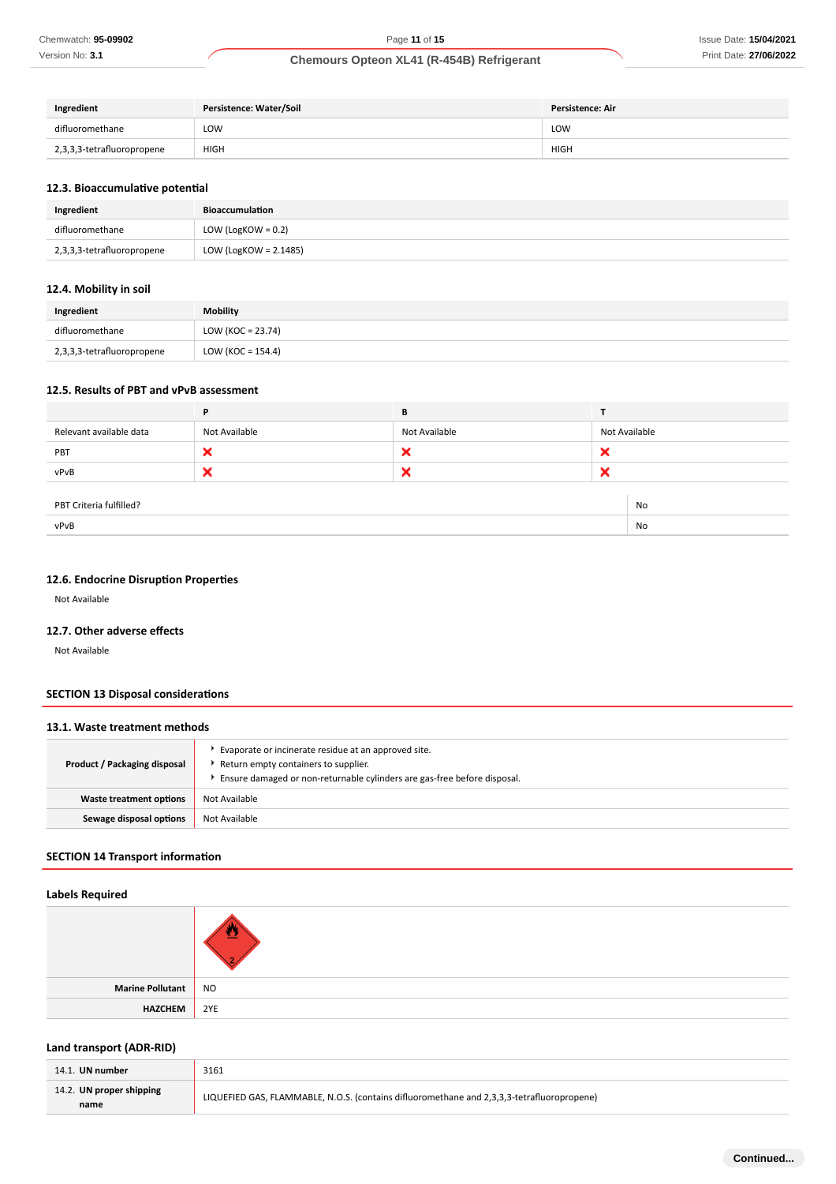| Ingredient | Persistence: Water/Soil | Persistence: Air |
|---|---|---|
| difluoromethane | LOW | LOW |
| 2,3,3,3-tetrafluoropropene | HIGH | HIGH |

### 12.3. Bioaccumulative potential

| Ingredient | Bioaccumulation |
|---|---|
| difluoromethane | LOW (LogKOW = 0.2) |
| 2,3,3,3-tetrafluoropropene | LOW (LogKOW = 2.1485) |

### 12.4. Mobility in soil

| Ingredient | Mobility |
|---|---|
| difluoromethane | LOW (KOC = 23.74) |
| 2,3,3,3-tetrafluoropropene | LOW (KOC = 154.4) |

### 12.5. Results of PBT and vPvB assessment

| | P | B | T |
|---|---|---|---|
| Relevant available data | Not Available | Not Available | Not Available |
| PBT | ✗ | ✗ | ✗ |
| vPvB | ✗ | ✗ | ✗ |

| | |
|---|---|
| PBT Criteria fulfilled? | No |
| vPvB | No |

### 12.6. Endocrine Disruption Properties

Not Available

### 12.7. Other adverse effects

Not Available

## SECTION 13 Disposal considerations

### 13.1. Waste treatment methods

| | |
|---|---|
| **Product / Packaging disposal** | ▶ Evaporate or incinerate residue at an approved site.<br>▶ Return empty containers to supplier.<br>▶ Ensure damaged or non-returnable cylinders are gas-free before disposal. |
| **Waste treatment options** | Not Available |
| **Sewage disposal options** | Not Available |

## SECTION 14 Transport information

### Labels Required

| | |
|---|---|
| | |
| **Marine Pollutant** | NO |
| **HAZCHEM** | 2YE |

### Land transport (ADR-RID)

| | |
|---|---|
| 14.1. **UN number** | 3161 |
| 14.2. **UN proper shipping name** | LIQUEFIED GAS, FLAMMABLE, N.O.S. (contains difluoromethane and 2,3,3,3-tetrafluoropropene) |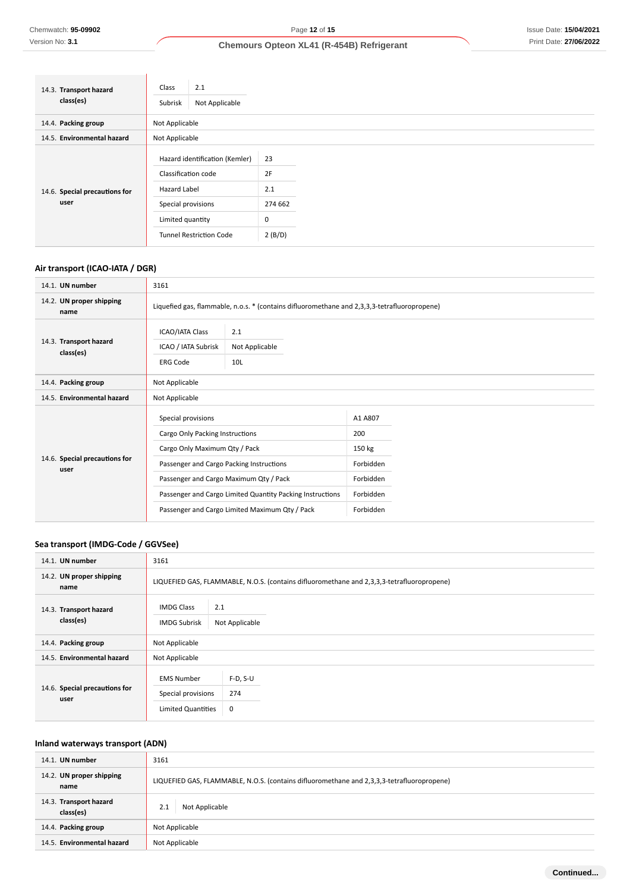| | |
|---|---|
| 14.3. **Transport hazard class(es)** | Class: 2.1<br>Subrisk: Not Applicable |
| 14.4. **Packing group** | Not Applicable |
| 14.5. **Environmental hazard** | Not Applicable |
| 14.6. **Special precautions for user** | Hazard identification (Kemler): 23<br>Classification code: 2F<br>Hazard Label: 2.1<br>Special provisions: 274 662<br>Limited quantity: 0<br>Tunnel Restriction Code: 2 (B/D) |

### Air transport (ICAO-IATA / DGR)

| | |
|---|---|
| 14.1. **UN number** | 3161 |
| 14.2. **UN proper shipping name** | Liquefied gas, flammable, n.o.s. * (contains difluoromethane and 2,3,3,3-tetrafluoropropene) |
| 14.3. **Transport hazard class(es)** | ICAO/IATA Class: 2.1<br>ICAO / IATA Subrisk: Not Applicable<br>ERG Code: 10L |
| 14.4. **Packing group** | Not Applicable |
| 14.5. **Environmental hazard** | Not Applicable |
| 14.6. **Special precautions for user** | Special provisions: A1 A807<br>Cargo Only Packing Instructions: 200<br>Cargo Only Maximum Qty / Pack: 150 kg<br>Passenger and Cargo Packing Instructions: Forbidden<br>Passenger and Cargo Maximum Qty / Pack: Forbidden<br>Passenger and Cargo Limited Quantity Packing Instructions: Forbidden<br>Passenger and Cargo Limited Maximum Qty / Pack: Forbidden |

### Sea transport (IMDG-Code / GGVSee)

| | |
|---|---|
| 14.1. **UN number** | 3161 |
| 14.2. **UN proper shipping name** | LIQUEFIED GAS, FLAMMABLE, N.O.S. (contains difluoromethane and 2,3,3,3-tetrafluoropropene) |
| 14.3. **Transport hazard class(es)** | IMDG Class: 2.1<br>IMDG Subrisk: Not Applicable |
| 14.4. **Packing group** | Not Applicable |
| 14.5. **Environmental hazard** | Not Applicable |
| 14.6. **Special precautions for user** | EMS Number: F-D, S-U<br>Special provisions: 274<br>Limited Quantities: 0 |

### Inland waterways transport (ADN)

| | |
|---|---|
| 14.1. **UN number** | 3161 |
| 14.2. **UN proper shipping name** | LIQUEFIED GAS, FLAMMABLE, N.O.S. (contains difluoromethane and 2,3,3,3-tetrafluoropropene) |
| 14.3. **Transport hazard class(es)** | 2.1 / Not Applicable |
| 14.4. **Packing group** | Not Applicable |
| 14.5. **Environmental hazard** | Not Applicable |

**Continued...**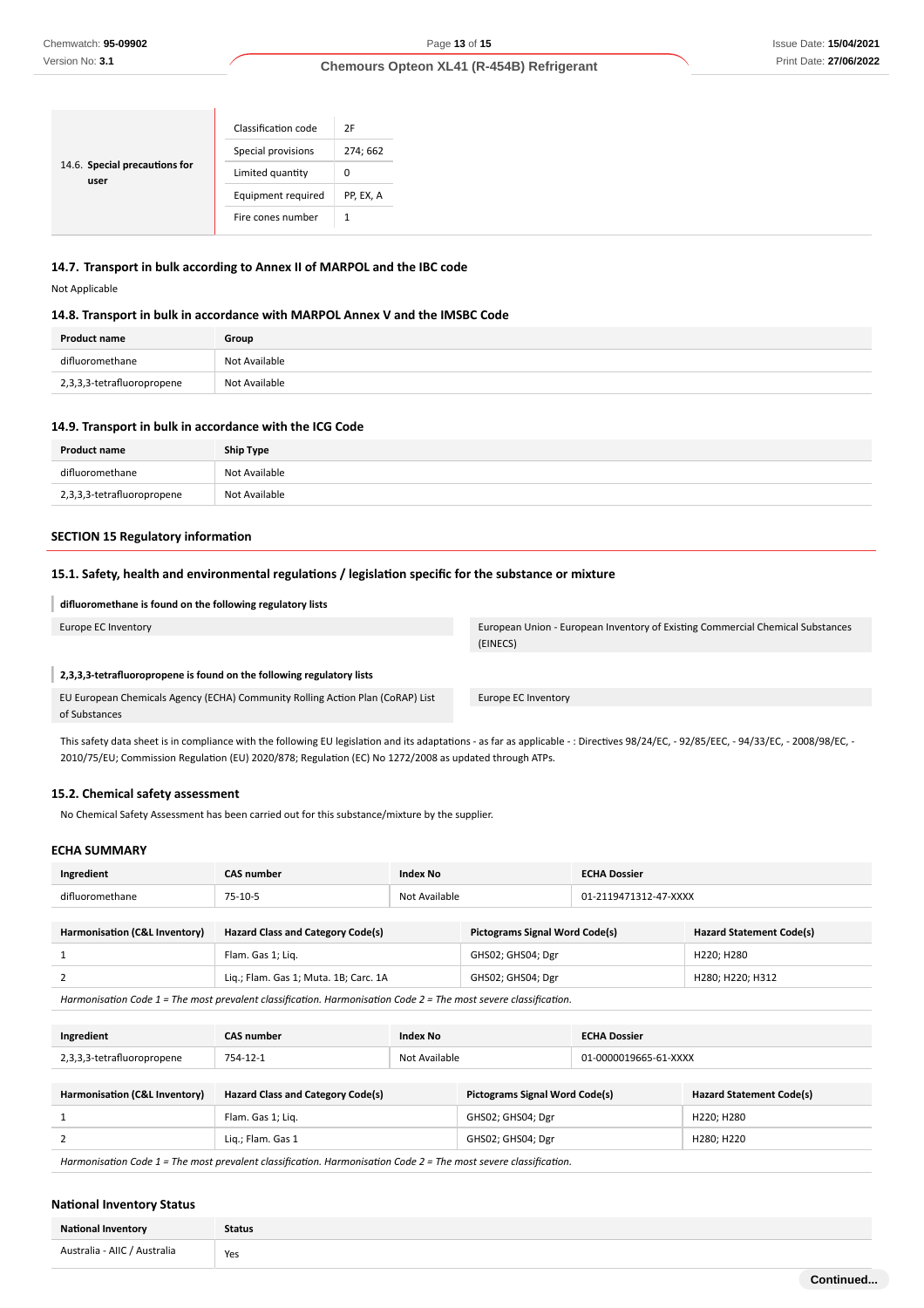| 14.6. Special precautions for user | Classification code | 2F |
|---|---|---|
| | Special provisions | 274; 662 |
| | Limited quantity | 0 |
| | Equipment required | PP, EX, A |
| | Fire cones number | 1 |

### 14.7. Transport in bulk according to Annex II of MARPOL and the IBC code

Not Applicable

### 14.8. Transport in bulk in accordance with MARPOL Annex V and the IMSBC Code

| Product name | Group |
|---|---|
| difluoromethane | Not Available |
| 2,3,3,3-tetrafluoropropene | Not Available |

### 14.9. Transport in bulk in accordance with the ICG Code

| Product name | Ship Type |
|---|---|
| difluoromethane | Not Available |
| 2,3,3,3-tetrafluoropropene | Not Available |

## SECTION 15 Regulatory information

### 15.1. Safety, health and environmental regulations / legislation specific for the substance or mixture

**difluoromethane is found on the following regulatory lists**

| | |
|---|---|
| Europe EC Inventory | European Union - European Inventory of Existing Commercial Chemical Substances (EINECS) |

**2,3,3,3-tetrafluoropropene is found on the following regulatory lists**

| | |
|---|---|
| EU European Chemicals Agency (ECHA) Community Rolling Action Plan (CoRAP) List of Substances | Europe EC Inventory |

This safety data sheet is in compliance with the following EU legislation and its adaptations - as far as applicable - : Directives 98/24/EC, - 92/85/EEC, - 94/33/EC, - 2008/98/EC, - 2010/75/EU; Commission Regulation (EU) 2020/878; Regulation (EC) No 1272/2008 as updated through ATPs.

### 15.2. Chemical safety assessment

No Chemical Safety Assessment has been carried out for this substance/mixture by the supplier.

### ECHA SUMMARY

| Ingredient | CAS number | Index No | ECHA Dossier |
|---|---|---|---|
| difluoromethane | 75-10-5 | Not Available | 01-2119471312-47-XXXX |

| Harmonisation (C&L Inventory) | Hazard Class and Category Code(s) | Pictograms Signal Word Code(s) | Hazard Statement Code(s) |
|---|---|---|---|
| 1 | Flam. Gas 1; Liq. | GHS02; GHS04; Dgr | H220; H280 |
| 2 | Liq.; Flam. Gas 1; Muta. 1B; Carc. 1A | GHS02; GHS04; Dgr | H280; H220; H312 |

*Harmonisation Code 1 = The most prevalent classification. Harmonisation Code 2 = The most severe classification.*

| Ingredient | CAS number | Index No | ECHA Dossier |
|---|---|---|---|
| 2,3,3,3-tetrafluoropropene | 754-12-1 | Not Available | 01-0000019665-61-XXXX |

| Harmonisation (C&L Inventory) | Hazard Class and Category Code(s) | Pictograms Signal Word Code(s) | Hazard Statement Code(s) |
|---|---|---|---|
| 1 | Flam. Gas 1; Liq. | GHS02; GHS04; Dgr | H220; H280 |
| 2 | Liq.; Flam. Gas 1 | GHS02; GHS04; Dgr | H280; H220 |

*Harmonisation Code 1 = The most prevalent classification. Harmonisation Code 2 = The most severe classification.*

### National Inventory Status

| National Inventory | Status |
|---|---|
| Australia - AIIC / Australia | Yes |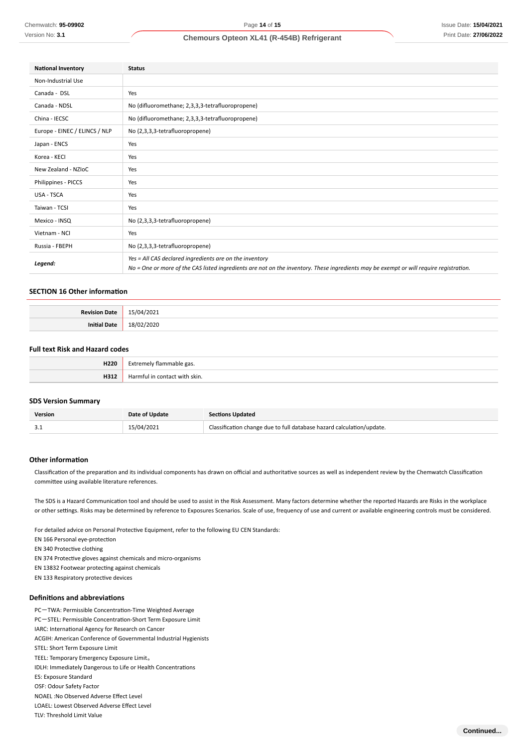| National Inventory | Status |
|---|---|
| Non-Industrial Use | |
| Canada - DSL | Yes |
| Canada - NDSL | No (difluoromethane; 2,3,3,3-tetrafluoropropene) |
| China - IECSC | No (difluoromethane; 2,3,3,3-tetrafluoropropene) |
| Europe - EINEC / ELINCS / NLP | No (2,3,3,3-tetrafluoropropene) |
| Japan - ENCS | Yes |
| Korea - KECI | Yes |
| New Zealand - NZIoC | Yes |
| Philippines - PICCS | Yes |
| USA - TSCA | Yes |
| Taiwan - TCSI | Yes |
| Mexico - INSQ | No (2,3,3,3-tetrafluoropropene) |
| Vietnam - NCI | Yes |
| Russia - FBEPH | No (2,3,3,3-tetrafluoropropene) |
| ***Legend:*** | *Yes = All CAS declared ingredients are on the inventory*<br>*No = One or more of the CAS listed ingredients are not on the inventory. These ingredients may be exempt or will require registration.* |

## SECTION 16 Other information

| | |
|---|---|
| **Revision Date** | 15/04/2021 |
| **Initial Date** | 18/02/2020 |

### Full text Risk and Hazard codes

| | |
|---|---|
| **H220** | Extremely flammable gas. |
| **H312** | Harmful in contact with skin. |

### SDS Version Summary

| Version | Date of Update | Sections Updated |
|---|---|---|
| 3.1 | 15/04/2021 | Classification change due to full database hazard calculation/update. |

### Other information

Classification of the preparation and its individual components has drawn on official and authoritative sources as well as independent review by the Chemwatch Classification committee using available literature references.

The SDS is a Hazard Communication tool and should be used to assist in the Risk Assessment. Many factors determine whether the reported Hazards are Risks in the workplace or other settings. Risks may be determined by reference to Exposures Scenarios. Scale of use, frequency of use and current or available engineering controls must be considered.

For detailed advice on Personal Protective Equipment, refer to the following EU CEN Standards:
EN 166 Personal eye-protection
EN 340 Protective clothing
EN 374 Protective gloves against chemicals and micro-organisms
EN 13832 Footwear protecting against chemicals
EN 133 Respiratory protective devices

### Definitions and abbreviations

PC—TWA: Permissible Concentration-Time Weighted Average
PC—STEL: Permissible Concentration-Short Term Exposure Limit
IARC: International Agency for Research on Cancer
ACGIH: American Conference of Governmental Industrial Hygienists
STEL: Short Term Exposure Limit
TEEL: Temporary Emergency Exposure Limit。
IDLH: Immediately Dangerous to Life or Health Concentrations
ES: Exposure Standard
OSF: Odour Safety Factor
NOAEL :No Observed Adverse Effect Level
LOAEL: Lowest Observed Adverse Effect Level
TLV: Threshold Limit Value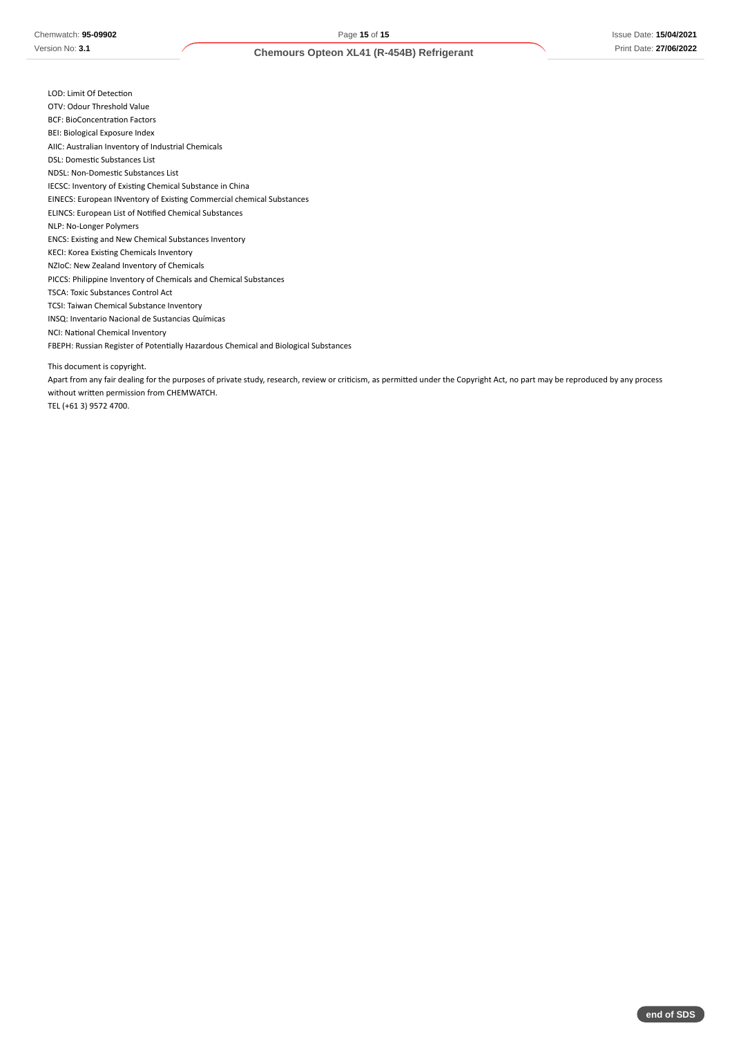LOD: Limit Of Detection
OTV: Odour Threshold Value
BCF: BioConcentration Factors
BEI: Biological Exposure Index
AIIC: Australian Inventory of Industrial Chemicals
DSL: Domestic Substances List
NDSL: Non-Domestic Substances List
IECSC: Inventory of Existing Chemical Substance in China
EINECS: European INventory of Existing Commercial chemical Substances
ELINCS: European List of Notified Chemical Substances
NLP: No-Longer Polymers
ENCS: Existing and New Chemical Substances Inventory
KECI: Korea Existing Chemicals Inventory
NZIoC: New Zealand Inventory of Chemicals
PICCS: Philippine Inventory of Chemicals and Chemical Substances
TSCA: Toxic Substances Control Act
TCSI: Taiwan Chemical Substance Inventory
INSQ: Inventario Nacional de Sustancias Químicas
NCI: National Chemical Inventory
FBEPH: Russian Register of Potentially Hazardous Chemical and Biological Substances

This document is copyright.
Apart from any fair dealing for the purposes of private study, research, review or criticism, as permitted under the Copyright Act, no part may be reproduced by any process without written permission from CHEMWATCH.
TEL (+61 3) 9572 4700.

**end of SDS**